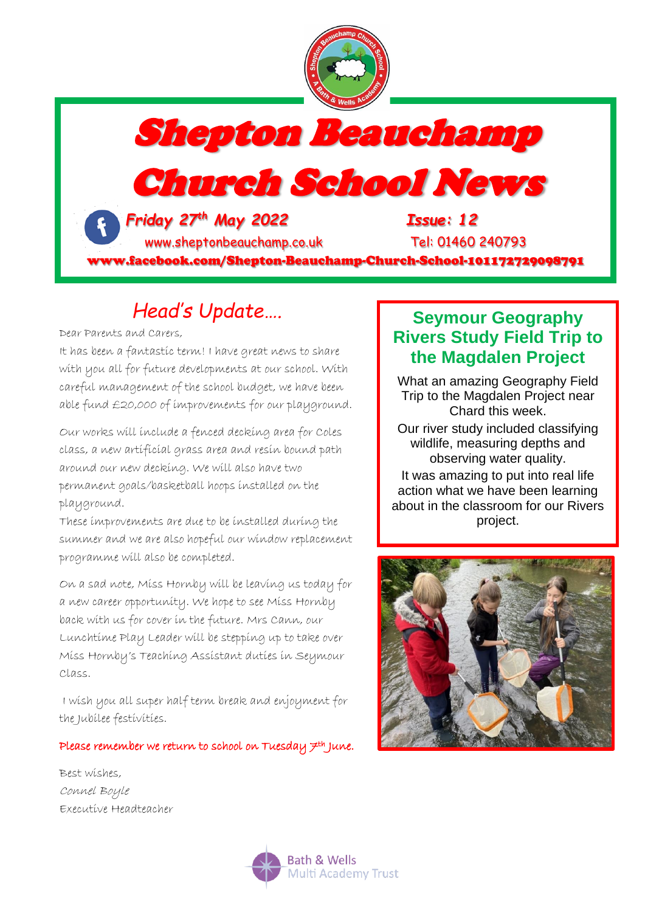# Shepton Beauchamp Church School News

*Friday 27th May 2022* — *Issue: 12*

www.sheptonbeauchamp.co.uk — Tel: 01460 240793

**www.facebook.com/Shepton-Beauchamp-Church-School-101172729098791**

## Head's Update….

Dear Parents and Carers,

It has been a fantastic term! I have great news to share with you all for future developments at our school. With careful management of the school budget, we have been able fund £20,000 of improvements for our playground.

Our works will include a fenced decking area for Coles class, a new artificial grass area and resin bound path around our new decking. We will also have two permanent goals/basketball hoops installed on the playground.

These improvements are due to be installed during the summer and we are also hopeful our window replacement programme will also be completed.

On a sad note, Miss Hornby will be leaving us today for a new career opportunity. We hope to see Miss Hornby back with us for cover in the future. Mrs Cann, our Lunchtime Play Leader will be stepping up to take over Miss Hornby's Teaching Assistant duties in Seymour Class.

I wish you all super half term break and enjoyment for the Jubilee festivities.

**Please remember we return to school on Tuesday 7th June.**

Best wishes,

*Connel Boyle*

Executive Headteacher

## Seymour Geography Rivers Study Field Trip to the Magdalen Project

What an amazing Geography Field Trip to the Magdalen Project near Chard this week.

Our river study included classifying wildlife, measuring depths and observing water quality.

It was amazing to put into real life action what we have been learning about in the classroom for our Rivers project.

Bath & Wells Multi Academy Trust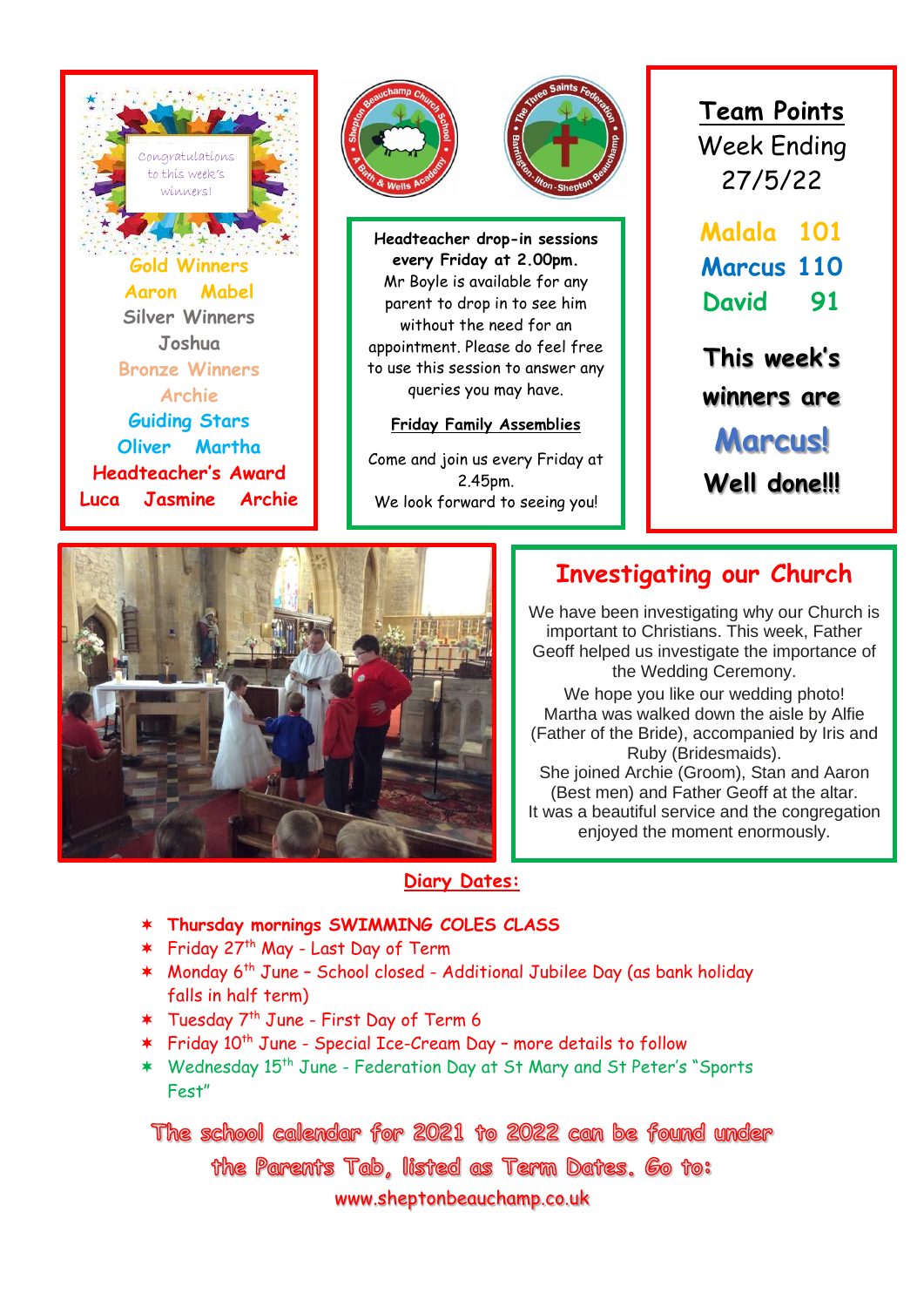Congratulations to this week's winners!

**Gold Winners**

Aaron Mabel

**Silver Winners**

Joshua

**Bronze Winners**

Archie

**Guiding Stars**

Oliver Martha

**Headteacher's Award**

Luca Jasmine Archie

**Headteacher drop-in sessions every Friday at 2.00pm.**

Mr Boyle is available for any parent to drop in to see him without the need for an appointment. Please do feel free to use this session to answer any queries you may have.

**Friday Family Assemblies**

Come and join us every Friday at 2.45pm.
We look forward to seeing you!

## Team Points

Week Ending 27/5/22

| | |
|---|---|
| Malala | 101 |
| Marcus | 110 |
| David | 91 |

**This week's winners are**

**Marcus!**

**Well done!!!**

## Investigating our Church

We have been investigating why our Church is important to Christians. This week, Father Geoff helped us investigate the importance of the Wedding Ceremony.

We hope you like our wedding photo! Martha was walked down the aisle by Alfie (Father of the Bride), accompanied by Iris and Ruby (Bridesmaids).

She joined Archie (Groom), Stan and Aaron (Best men) and Father Geoff at the altar.

It was a beautiful service and the congregation enjoyed the moment enormously.

## Diary Dates:

- **Thursday mornings SWIMMING COLES CLASS**
- Friday 27th May - Last Day of Term
- Monday 6th June – School closed - Additional Jubilee Day (as bank holiday falls in half term)
- Tuesday 7th June - First Day of Term 6
- Friday 10th June - Special Ice-Cream Day – more details to follow
- Wednesday 15th June - Federation Day at St Mary and St Peter's "Sports Fest"

The school calendar for 2021 to 2022 can be found under the Parents Tab, listed as Term Dates. Go to:

www.sheptonbeauchamp.co.uk